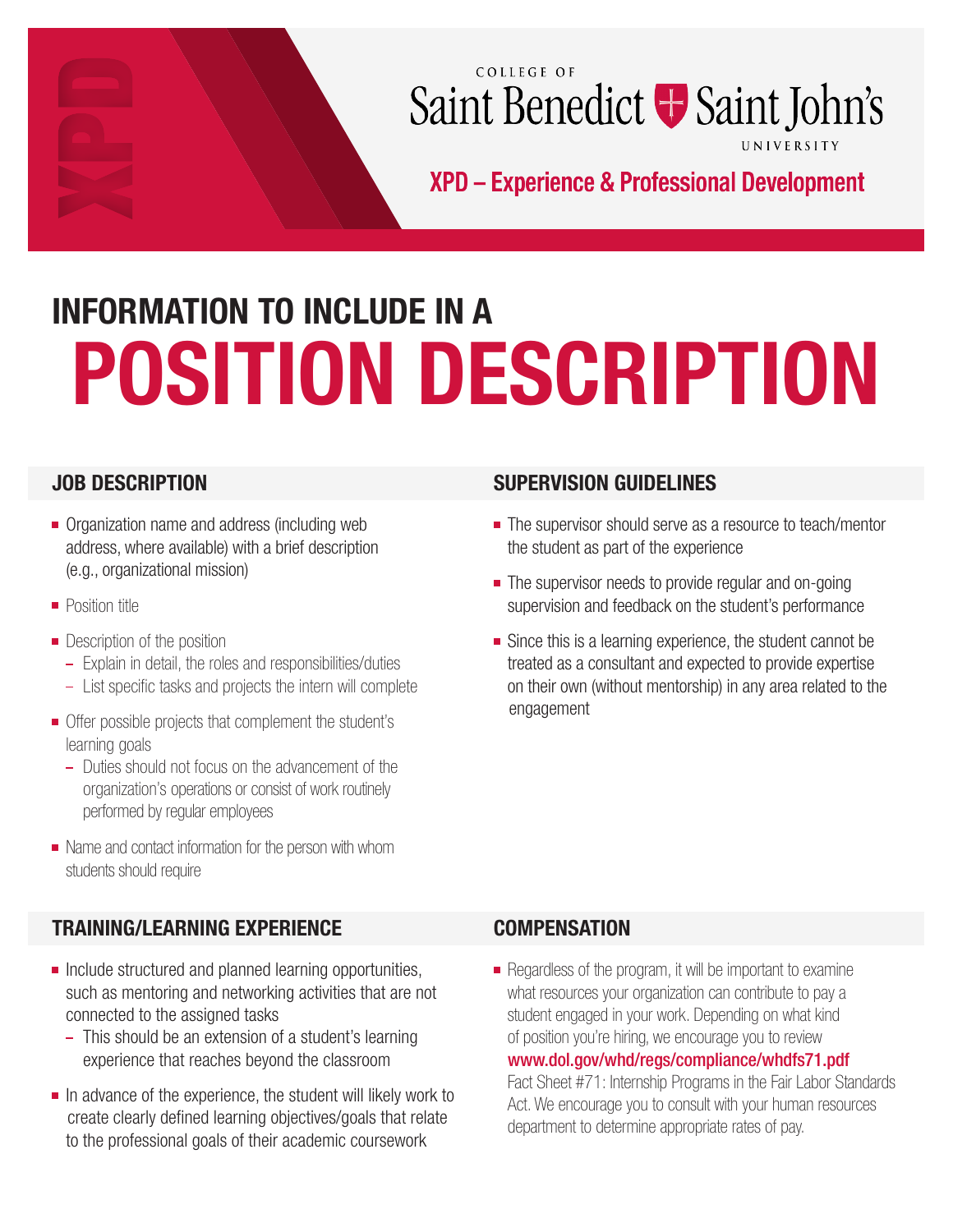XPD

COLLEGE OF

Saint Benedict Saint John's

UNIVERSITY

XPD – Experience & Professional Development

# INFORMATION TO INCLUDE IN A POSITION DESCRIPTION

## JOB DESCRIPTION

- Organization name and address (including web address, where available) with a brief description (e.g., organizational mission)
- Position title
- Description of the position
  - Explain in detail, the roles and responsibilities/duties
  - List specific tasks and projects the intern will complete
- Offer possible projects that complement the student's learning goals
  - Duties should not focus on the advancement of the organization's operations or consist of work routinely performed by regular employees
- Name and contact information for the person with whom students should require

## SUPERVISION GUIDELINES

- The supervisor should serve as a resource to teach/mentor the student as part of the experience
- The supervisor needs to provide regular and on-going supervision and feedback on the student's performance
- Since this is a learning experience, the student cannot be treated as a consultant and expected to provide expertise on their own (without mentorship) in any area related to the engagement

## TRAINING/LEARNING EXPERIENCE

- Include structured and planned learning opportunities, such as mentoring and networking activities that are not connected to the assigned tasks
  - This should be an extension of a student's learning experience that reaches beyond the classroom
- In advance of the experience, the student will likely work to create clearly defined learning objectives/goals that relate to the professional goals of their academic coursework

## COMPENSATION

- Regardless of the program, it will be important to examine what resources your organization can contribute to pay a student engaged in your work. Depending on what kind of position you're hiring, we encourage you to review **www.dol.gov/whd/regs/compliance/whdfs71.pdf** Fact Sheet #71: Internship Programs in the Fair Labor Standards Act. We encourage you to consult with your human resources department to determine appropriate rates of pay.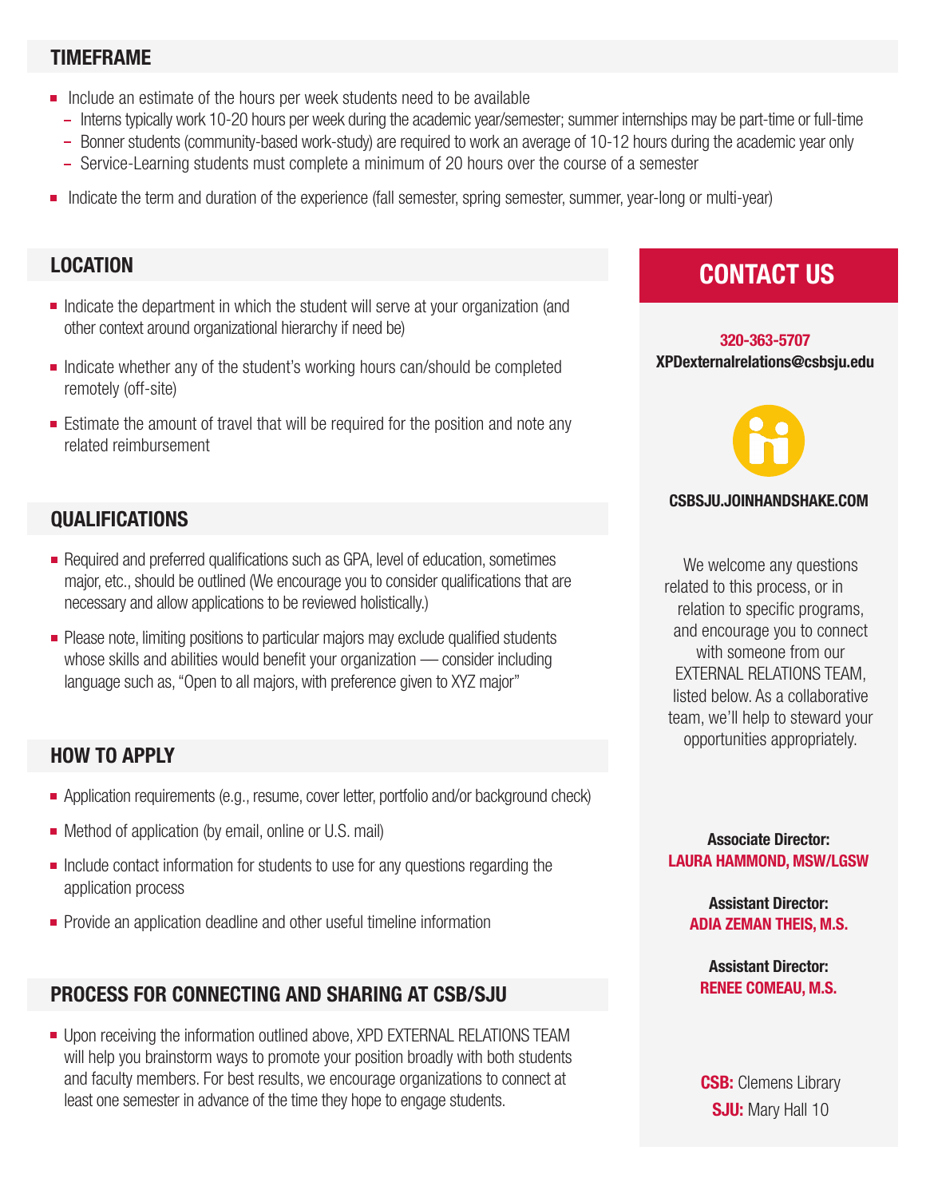## TIMEFRAME

- Include an estimate of the hours per week students need to be available
  - Interns typically work 10-20 hours per week during the academic year/semester; summer internships may be part-time or full-time
  - Bonner students (community-based work-study) are required to work an average of 10-12 hours during the academic year only
  - Service-Learning students must complete a minimum of 20 hours over the course of a semester
- Indicate the term and duration of the experience (fall semester, spring semester, summer, year-long or multi-year)

## LOCATION

- Indicate the department in which the student will serve at your organization (and other context around organizational hierarchy if need be)
- Indicate whether any of the student's working hours can/should be completed remotely (off-site)
- Estimate the amount of travel that will be required for the position and note any related reimbursement

## QUALIFICATIONS

- Required and preferred qualifications such as GPA, level of education, sometimes major, etc., should be outlined (We encourage you to consider qualifications that are necessary and allow applications to be reviewed holistically.)
- Please note, limiting positions to particular majors may exclude qualified students whose skills and abilities would benefit your organization — consider including language such as, "Open to all majors, with preference given to XYZ major"

## HOW TO APPLY

- Application requirements (e.g., resume, cover letter, portfolio and/or background check)
- Method of application (by email, online or U.S. mail)
- Include contact information for students to use for any questions regarding the application process
- Provide an application deadline and other useful timeline information

## PROCESS FOR CONNECTING AND SHARING AT CSB/SJU

- Upon receiving the information outlined above, XPD EXTERNAL RELATIONS TEAM will help you brainstorm ways to promote your position broadly with both students and faculty members. For best results, we encourage organizations to connect at least one semester in advance of the time they hope to engage students.

## CONTACT US

**320-363-5707**
**XPDexternalrelations@csbsju.edu**

**CSBSJU.JOINHANDSHAKE.COM**

We welcome any questions related to this process, or in relation to specific programs, and encourage you to connect with someone from our EXTERNAL RELATIONS TEAM, listed below. As a collaborative team, we'll help to steward your opportunities appropriately.

**Associate Director:**
**LAURA HAMMOND, MSW/LGSW**

**Assistant Director:**
**ADIA ZEMAN THEIS, M.S.**

**Assistant Director:**
**RENEE COMEAU, M.S.**

**CSB:** Clemens Library
**SJU:** Mary Hall 10